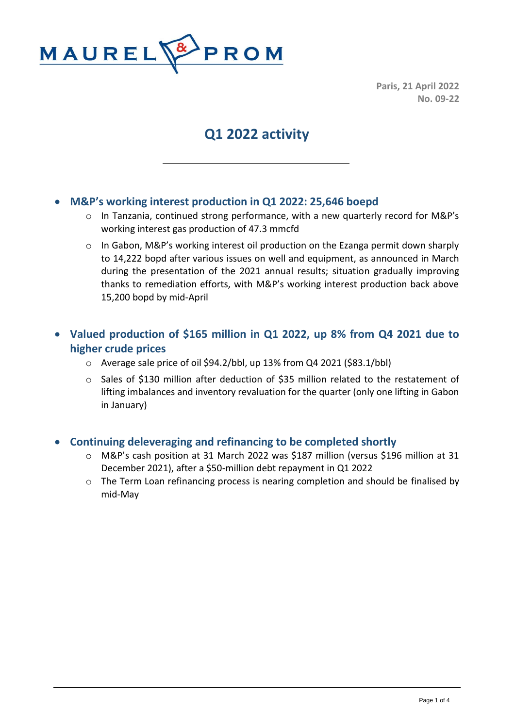MAUREL & PROM

**Paris, 21 April 2022**
**No. 09-22**

# Q1 2022 activity

- **M&P's working interest production in Q1 2022: 25,646 boepd**
  - In Tanzania, continued strong performance, with a new quarterly record for M&P's working interest gas production of 47.3 mmcfd
  - In Gabon, M&P's working interest oil production on the Ezanga permit down sharply to 14,222 bopd after various issues on well and equipment, as announced in March during the presentation of the 2021 annual results; situation gradually improving thanks to remediation efforts, with M&P's working interest production back above 15,200 bopd by mid-April

- **Valued production of $165 million in Q1 2022, up 8% from Q4 2021 due to higher crude prices**
  - Average sale price of oil $94.2/bbl, up 13% from Q4 2021 ($83.1/bbl)
  - Sales of $130 million after deduction of $35 million related to the restatement of lifting imbalances and inventory revaluation for the quarter (only one lifting in Gabon in January)

- **Continuing deleveraging and refinancing to be completed shortly**
  - M&P's cash position at 31 March 2022 was $187 million (versus $196 million at 31 December 2021), after a $50-million debt repayment in Q1 2022
  - The Term Loan refinancing process is nearing completion and should be finalised by mid-May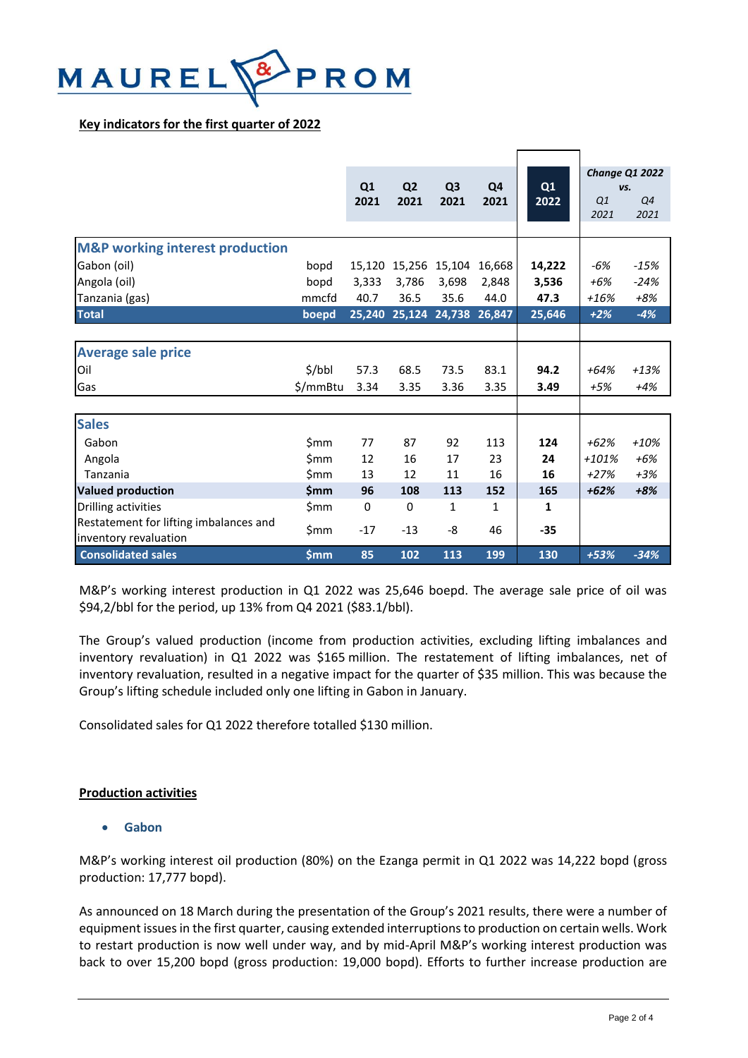**Key indicators for the first quarter of 2022**

| | | Q1 2021 | Q2 2021 | Q3 2021 | Q4 2021 | Q1 2022 | Change Q1 2022 vs. Q1 2021 | Change Q1 2022 vs. Q4 2021 |
|---|---|---|---|---|---|---|---|---|
| **M&P working interest production** | | | | | | | | |
| Gabon (oil) | bopd | 15,120 | 15,256 | 15,104 | 16,668 | **14,222** | *-6%* | *-15%* |
| Angola (oil) | bopd | 3,333 | 3,786 | 3,698 | 2,848 | **3,536** | *+6%* | *-24%* |
| Tanzania (gas) | mmcfd | 40.7 | 36.5 | 35.6 | 44.0 | **47.3** | *+16%* | *+8%* |
| **Total** | **boepd** | **25,240** | **25,124** | **24,738** | **26,847** | **25,646** | ***+2%*** | ***-4%*** |
| **Average sale price** | | | | | | | | |
| Oil | $/bbl | 57.3 | 68.5 | 73.5 | 83.1 | **94.2** | *+64%* | *+13%* |
| Gas | $/mmBtu | 3.34 | 3.35 | 3.36 | 3.35 | **3.49** | *+5%* | *+4%* |
| **Sales** | | | | | | | | |
| Gabon | $mm | 77 | 87 | 92 | 113 | **124** | *+62%* | *+10%* |
| Angola | $mm | 12 | 16 | 17 | 23 | **24** | *+101%* | *+6%* |
| Tanzania | $mm | 13 | 12 | 11 | 16 | **16** | *+27%* | *+3%* |
| **Valued production** | **$mm** | **96** | **108** | **113** | **152** | **165** | ***+62%*** | ***+8%*** |
| Drilling activities | $mm | 0 | 0 | 1 | 1 | **1** | | |
| Restatement for lifting imbalances and inventory revaluation | $mm | -17 | -13 | -8 | 46 | **-35** | | |
| **Consolidated sales** | **$mm** | **85** | **102** | **113** | **199** | **130** | ***+53%*** | ***-34%*** |

M&P's working interest production in Q1 2022 was 25,646 boepd. The average sale price of oil was $94,2/bbl for the period, up 13% from Q4 2021 ($83.1/bbl).

The Group's valued production (income from production activities, excluding lifting imbalances and inventory revaluation) in Q1 2022 was $165 million. The restatement of lifting imbalances, net of inventory revaluation, resulted in a negative impact for the quarter of $35 million. This was because the Group's lifting schedule included only one lifting in Gabon in January.

Consolidated sales for Q1 2022 therefore totalled $130 million.

**Production activities**

- **Gabon**

M&P's working interest oil production (80%) on the Ezanga permit in Q1 2022 was 14,222 bopd (gross production: 17,777 bopd).

As announced on 18 March during the presentation of the Group's 2021 results, there were a number of equipment issues in the first quarter, causing extended interruptions to production on certain wells. Work to restart production is now well under way, and by mid-April M&P's working interest production was back to over 15,200 bopd (gross production: 19,000 bopd). Efforts to further increase production are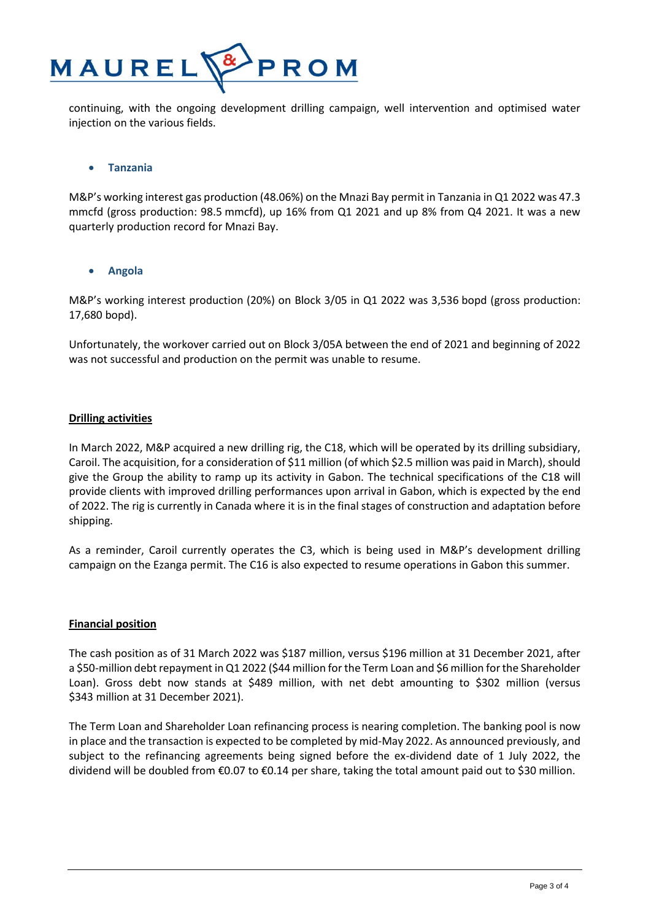continuing, with the ongoing development drilling campaign, well intervention and optimised water injection on the various fields.

- **Tanzania**

M&P's working interest gas production (48.06%) on the Mnazi Bay permit in Tanzania in Q1 2022 was 47.3 mmcfd (gross production: 98.5 mmcfd), up 16% from Q1 2021 and up 8% from Q4 2021. It was a new quarterly production record for Mnazi Bay.

- **Angola**

M&P's working interest production (20%) on Block 3/05 in Q1 2022 was 3,536 bopd (gross production: 17,680 bopd).

Unfortunately, the workover carried out on Block 3/05A between the end of 2021 and beginning of 2022 was not successful and production on the permit was unable to resume.

## Drilling activities

In March 2022, M&P acquired a new drilling rig, the C18, which will be operated by its drilling subsidiary, Caroil. The acquisition, for a consideration of $11 million (of which $2.5 million was paid in March), should give the Group the ability to ramp up its activity in Gabon. The technical specifications of the C18 will provide clients with improved drilling performances upon arrival in Gabon, which is expected by the end of 2022. The rig is currently in Canada where it is in the final stages of construction and adaptation before shipping.

As a reminder, Caroil currently operates the C3, which is being used in M&P's development drilling campaign on the Ezanga permit. The C16 is also expected to resume operations in Gabon this summer.

## Financial position

The cash position as of 31 March 2022 was $187 million, versus $196 million at 31 December 2021, after a $50-million debt repayment in Q1 2022 ($44 million for the Term Loan and $6 million for the Shareholder Loan). Gross debt now stands at $489 million, with net debt amounting to $302 million (versus $343 million at 31 December 2021).

The Term Loan and Shareholder Loan refinancing process is nearing completion. The banking pool is now in place and the transaction is expected to be completed by mid-May 2022. As announced previously, and subject to the refinancing agreements being signed before the ex-dividend date of 1 July 2022, the dividend will be doubled from €0.07 to €0.14 per share, taking the total amount paid out to $30 million.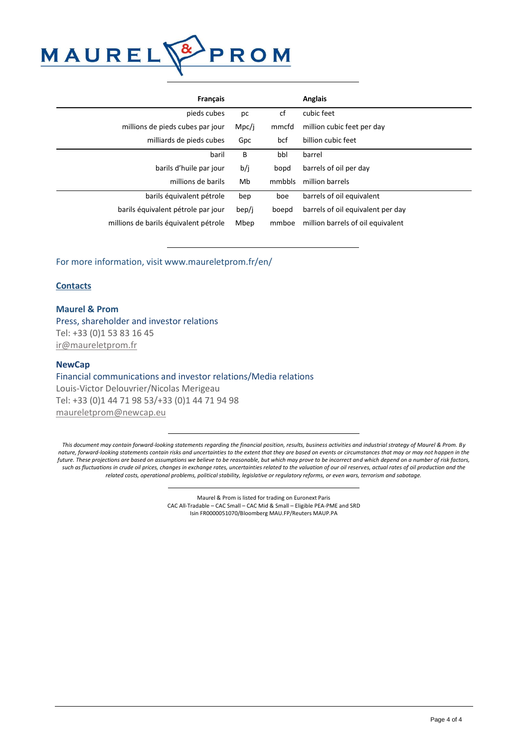| Français | | | Anglais |
|---|---|---|---|
| pieds cubes | pc | cf | cubic feet |
| millions de pieds cubes par jour | Mpc/j | mmcfd | million cubic feet per day |
| milliards de pieds cubes | Gpc | bcf | billion cubic feet |
| baril | B | bbl | barrel |
| barils d'huile par jour | b/j | bopd | barrels of oil per day |
| millions de barils | Mb | mmbbls | million barrels |
| barils équivalent pétrole | bep | boe | barrels of oil equivalent |
| barils équivalent pétrole par jour | bep/j | boepd | barrels of oil equivalent per day |
| millions de barils équivalent pétrole | Mbep | mmboe | million barrels of oil equivalent |

For more information, visit www.maureletprom.fr/en/

## Contacts

**Maurel & Prom**
Press, shareholder and investor relations
Tel: +33 (0)1 53 83 16 45
ir@maureletprom.fr

**NewCap**
Financial communications and investor relations/Media relations
Louis-Victor Delouvrier/Nicolas Merigeau
Tel: +33 (0)1 44 71 98 53/+33 (0)1 44 71 94 98
maureletprom@newcap.eu

*This document may contain forward-looking statements regarding the financial position, results, business activities and industrial strategy of Maurel & Prom. By nature, forward-looking statements contain risks and uncertainties to the extent that they are based on events or circumstances that may or may not happen in the future. These projections are based on assumptions we believe to be reasonable, but which may prove to be incorrect and which depend on a number of risk factors, such as fluctuations in crude oil prices, changes in exchange rates, uncertainties related to the valuation of our oil reserves, actual rates of oil production and the related costs, operational problems, political stability, legislative or regulatory reforms, or even wars, terrorism and sabotage.*

Maurel & Prom is listed for trading on Euronext Paris
CAC All-Tradable – CAC Small – CAC Mid & Small – Eligible PEA-PME and SRD
Isin FR0000051070/Bloomberg MAU.FP/Reuters MAUP.PA